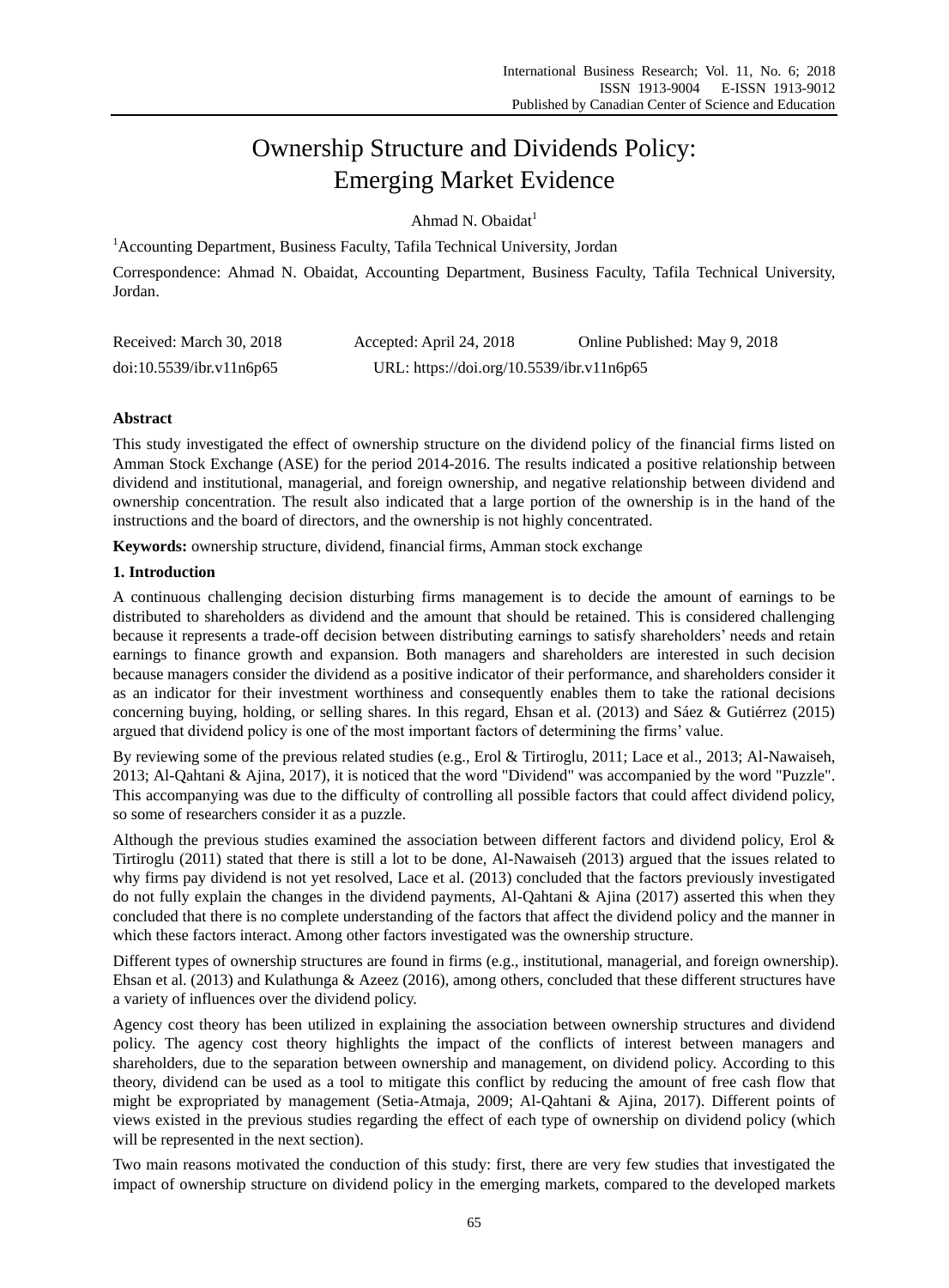# Ownership Structure and Dividends Policy: Emerging Market Evidence

Ahmad N. Obaidat[1]

[1]Accounting Department, Business Faculty, Tafila Technical University, Jordan

Correspondence: Ahmad N. Obaidat, Accounting Department, Business Faculty, Tafila Technical University, Jordan.

Received: March 30, 2018 Accepted: April 24, 2018 Online Published: May 9, 2018

doi:10.5539/ibr.v11n6p65 URL: https://doi.org/10.5539/ibr.v11n6p65

## Abstract

This study investigated the effect of ownership structure on the dividend policy of the financial firms listed on Amman Stock Exchange (ASE) for the period 2014-2016. The results indicated a positive relationship between dividend and institutional, managerial, and foreign ownership, and negative relationship between dividend and ownership concentration. The result also indicated that a large portion of the ownership is in the hand of the instructions and the board of directors, and the ownership is not highly concentrated.

**Keywords:** ownership structure, dividend, financial firms, Amman stock exchange

## 1. Introduction

A continuous challenging decision disturbing firms management is to decide the amount of earnings to be distributed to shareholders as dividend and the amount that should be retained. This is considered challenging because it represents a trade-off decision between distributing earnings to satisfy shareholders' needs and retain earnings to finance growth and expansion. Both managers and shareholders are interested in such decision because managers consider the dividend as a positive indicator of their performance, and shareholders consider it as an indicator for their investment worthiness and consequently enables them to take the rational decisions concerning buying, holding, or selling shares. In this regard, Ehsan et al. (2013) and Sáez & Gutiérrez (2015) argued that dividend policy is one of the most important factors of determining the firms' value.

By reviewing some of the previous related studies (e.g., Erol & Tirtiroglu, 2011; Lace et al., 2013; Al-Nawaiseh, 2013; Al-Qahtani & Ajina, 2017), it is noticed that the word "Dividend" was accompanied by the word "Puzzle". This accompanying was due to the difficulty of controlling all possible factors that could affect dividend policy, so some of researchers consider it as a puzzle.

Although the previous studies examined the association between different factors and dividend policy, Erol & Tirtiroglu (2011) stated that there is still a lot to be done, Al-Nawaiseh (2013) argued that the issues related to why firms pay dividend is not yet resolved, Lace et al. (2013) concluded that the factors previously investigated do not fully explain the changes in the dividend payments, Al-Qahtani & Ajina (2017) asserted this when they concluded that there is no complete understanding of the factors that affect the dividend policy and the manner in which these factors interact. Among other factors investigated was the ownership structure.

Different types of ownership structures are found in firms (e.g., institutional, managerial, and foreign ownership). Ehsan et al. (2013) and Kulathunga & Azeez (2016), among others, concluded that these different structures have a variety of influences over the dividend policy.

Agency cost theory has been utilized in explaining the association between ownership structures and dividend policy. The agency cost theory highlights the impact of the conflicts of interest between managers and shareholders, due to the separation between ownership and management, on dividend policy. According to this theory, dividend can be used as a tool to mitigate this conflict by reducing the amount of free cash flow that might be expropriated by management (Setia-Atmaja, 2009; Al-Qahtani & Ajina, 2017). Different points of views existed in the previous studies regarding the effect of each type of ownership on dividend policy (which will be represented in the next section).

Two main reasons motivated the conduction of this study: first, there are very few studies that investigated the impact of ownership structure on dividend policy in the emerging markets, compared to the developed markets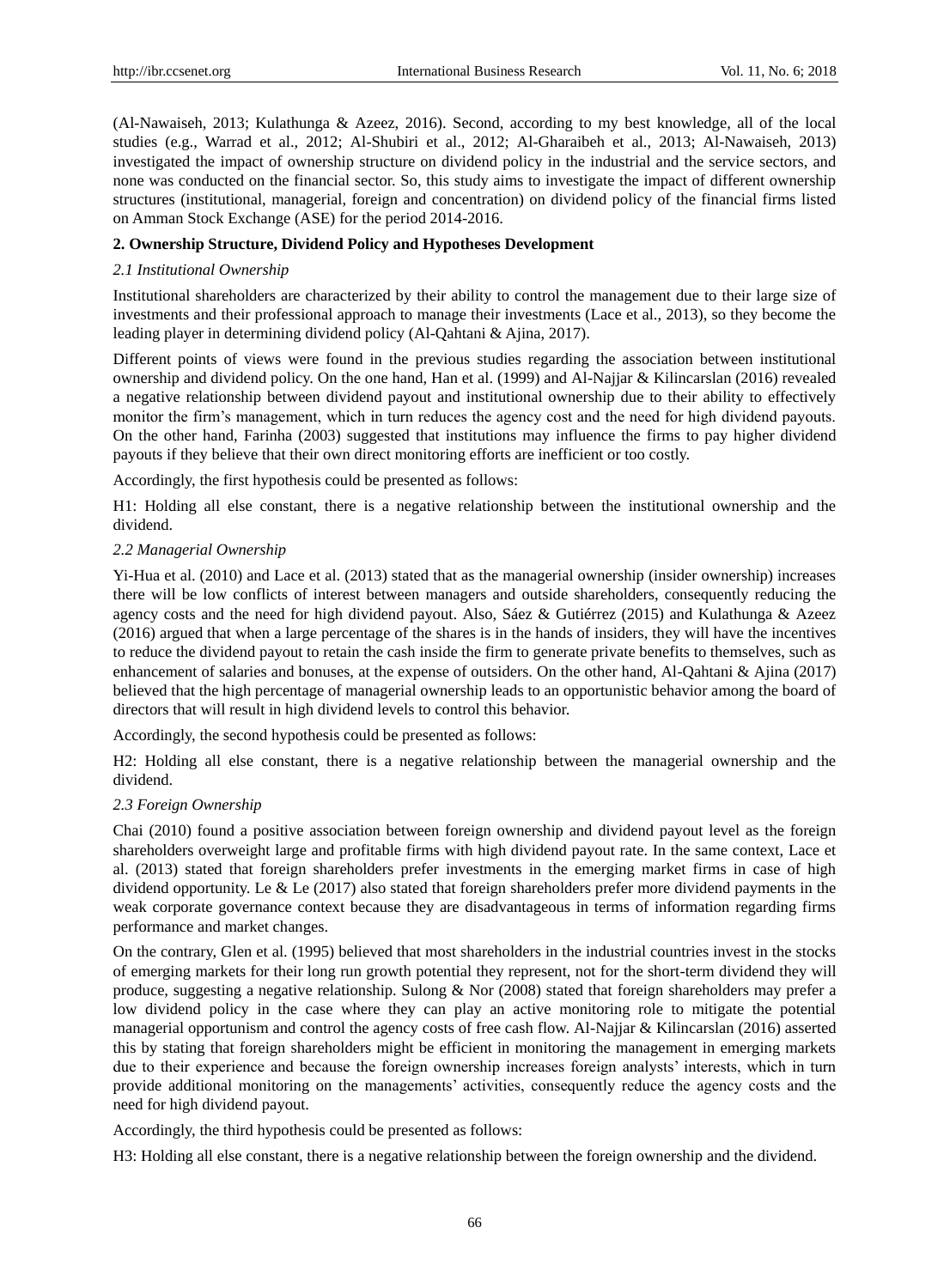(Al-Nawaiseh, 2013; Kulathunga & Azeez, 2016). Second, according to my best knowledge, all of the local studies (e.g., Warrad et al., 2012; Al-Shubiri et al., 2012; Al-Gharaibeh et al., 2013; Al-Nawaiseh, 2013) investigated the impact of ownership structure on dividend policy in the industrial and the service sectors, and none was conducted on the financial sector. So, this study aims to investigate the impact of different ownership structures (institutional, managerial, foreign and concentration) on dividend policy of the financial firms listed on Amman Stock Exchange (ASE) for the period 2014-2016.

## 2. Ownership Structure, Dividend Policy and Hypotheses Development

### *2.1 Institutional Ownership*

Institutional shareholders are characterized by their ability to control the management due to their large size of investments and their professional approach to manage their investments (Lace et al., 2013), so they become the leading player in determining dividend policy (Al-Qahtani & Ajina, 2017).

Different points of views were found in the previous studies regarding the association between institutional ownership and dividend policy. On the one hand, Han et al. (1999) and Al-Najjar & Kilincarslan (2016) revealed a negative relationship between dividend payout and institutional ownership due to their ability to effectively monitor the firm's management, which in turn reduces the agency cost and the need for high dividend payouts. On the other hand, Farinha (2003) suggested that institutions may influence the firms to pay higher dividend payouts if they believe that their own direct monitoring efforts are inefficient or too costly.

Accordingly, the first hypothesis could be presented as follows:

H1: Holding all else constant, there is a negative relationship between the institutional ownership and the dividend.

### *2.2 Managerial Ownership*

Yi-Hua et al. (2010) and Lace et al. (2013) stated that as the managerial ownership (insider ownership) increases there will be low conflicts of interest between managers and outside shareholders, consequently reducing the agency costs and the need for high dividend payout. Also, Sáez & Gutiérrez (2015) and Kulathunga & Azeez (2016) argued that when a large percentage of the shares is in the hands of insiders, they will have the incentives to reduce the dividend payout to retain the cash inside the firm to generate private benefits to themselves, such as enhancement of salaries and bonuses, at the expense of outsiders. On the other hand, Al-Qahtani & Ajina (2017) believed that the high percentage of managerial ownership leads to an opportunistic behavior among the board of directors that will result in high dividend levels to control this behavior.

Accordingly, the second hypothesis could be presented as follows:

H2: Holding all else constant, there is a negative relationship between the managerial ownership and the dividend.

### *2.3 Foreign Ownership*

Chai (2010) found a positive association between foreign ownership and dividend payout level as the foreign shareholders overweight large and profitable firms with high dividend payout rate. In the same context, Lace et al. (2013) stated that foreign shareholders prefer investments in the emerging market firms in case of high dividend opportunity. Le & Le (2017) also stated that foreign shareholders prefer more dividend payments in the weak corporate governance context because they are disadvantageous in terms of information regarding firms performance and market changes.

On the contrary, Glen et al. (1995) believed that most shareholders in the industrial countries invest in the stocks of emerging markets for their long run growth potential they represent, not for the short-term dividend they will produce, suggesting a negative relationship. Sulong & Nor (2008) stated that foreign shareholders may prefer a low dividend policy in the case where they can play an active monitoring role to mitigate the potential managerial opportunism and control the agency costs of free cash flow. Al-Najjar & Kilincarslan (2016) asserted this by stating that foreign shareholders might be efficient in monitoring the management in emerging markets due to their experience and because the foreign ownership increases foreign analysts' interests, which in turn provide additional monitoring on the managements' activities, consequently reduce the agency costs and the need for high dividend payout.

Accordingly, the third hypothesis could be presented as follows:

H3: Holding all else constant, there is a negative relationship between the foreign ownership and the dividend.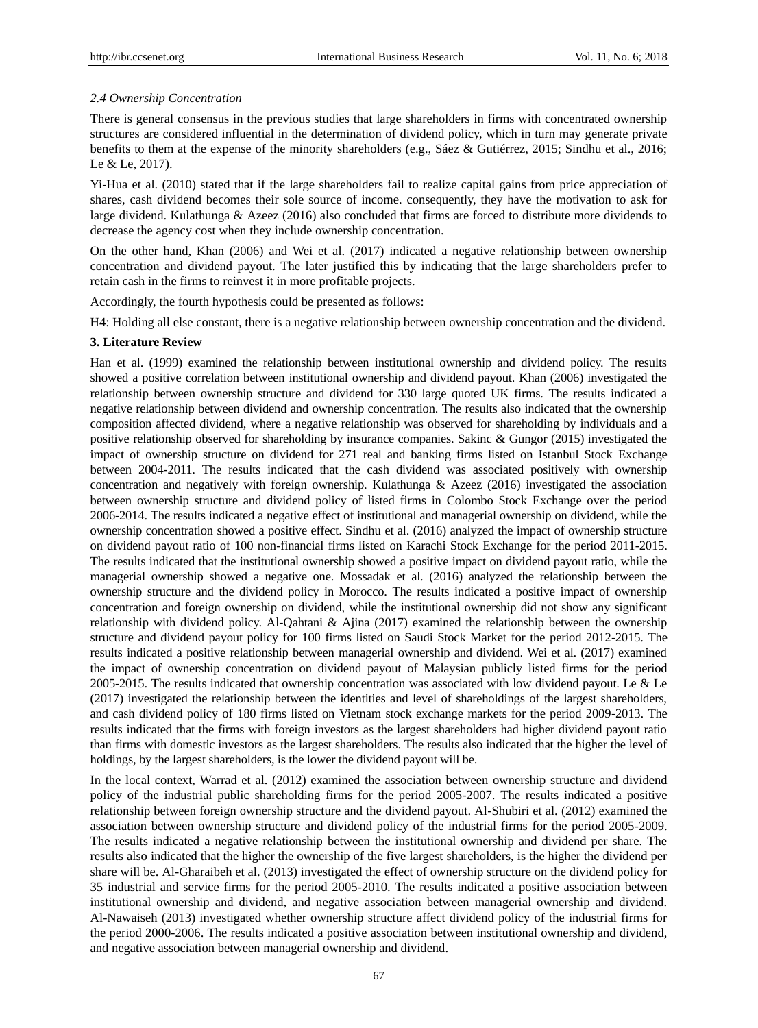### *2.4 Ownership Concentration*

There is general consensus in the previous studies that large shareholders in firms with concentrated ownership structures are considered influential in the determination of dividend policy, which in turn may generate private benefits to them at the expense of the minority shareholders (e.g., Sáez & Gutiérrez, 2015; Sindhu et al., 2016; Le & Le, 2017).

Yi-Hua et al. (2010) stated that if the large shareholders fail to realize capital gains from price appreciation of shares, cash dividend becomes their sole source of income. consequently, they have the motivation to ask for large dividend. Kulathunga & Azeez (2016) also concluded that firms are forced to distribute more dividends to decrease the agency cost when they include ownership concentration.

On the other hand, Khan (2006) and Wei et al. (2017) indicated a negative relationship between ownership concentration and dividend payout. The later justified this by indicating that the large shareholders prefer to retain cash in the firms to reinvest it in more profitable projects.

Accordingly, the fourth hypothesis could be presented as follows:

H4: Holding all else constant, there is a negative relationship between ownership concentration and the dividend.

## 3. Literature Review

Han et al. (1999) examined the relationship between institutional ownership and dividend policy. The results showed a positive correlation between institutional ownership and dividend payout. Khan (2006) investigated the relationship between ownership structure and dividend for 330 large quoted UK firms. The results indicated a negative relationship between dividend and ownership concentration. The results also indicated that the ownership composition affected dividend, where a negative relationship was observed for shareholding by individuals and a positive relationship observed for shareholding by insurance companies. Sakinc & Gungor (2015) investigated the impact of ownership structure on dividend for 271 real and banking firms listed on Istanbul Stock Exchange between 2004-2011. The results indicated that the cash dividend was associated positively with ownership concentration and negatively with foreign ownership. Kulathunga & Azeez (2016) investigated the association between ownership structure and dividend policy of listed firms in Colombo Stock Exchange over the period 2006-2014. The results indicated a negative effect of institutional and managerial ownership on dividend, while the ownership concentration showed a positive effect. Sindhu et al. (2016) analyzed the impact of ownership structure on dividend payout ratio of 100 non-financial firms listed on Karachi Stock Exchange for the period 2011-2015. The results indicated that the institutional ownership showed a positive impact on dividend payout ratio, while the managerial ownership showed a negative one. Mossadak et al. (2016) analyzed the relationship between the ownership structure and the dividend policy in Morocco. The results indicated a positive impact of ownership concentration and foreign ownership on dividend, while the institutional ownership did not show any significant relationship with dividend policy. Al-Qahtani & Ajina (2017) examined the relationship between the ownership structure and dividend payout policy for 100 firms listed on Saudi Stock Market for the period 2012-2015. The results indicated a positive relationship between managerial ownership and dividend. Wei et al. (2017) examined the impact of ownership concentration on dividend payout of Malaysian publicly listed firms for the period 2005-2015. The results indicated that ownership concentration was associated with low dividend payout. Le & Le (2017) investigated the relationship between the identities and level of shareholdings of the largest shareholders, and cash dividend policy of 180 firms listed on Vietnam stock exchange markets for the period 2009-2013. The results indicated that the firms with foreign investors as the largest shareholders had higher dividend payout ratio than firms with domestic investors as the largest shareholders. The results also indicated that the higher the level of holdings, by the largest shareholders, is the lower the dividend payout will be.

In the local context, Warrad et al. (2012) examined the association between ownership structure and dividend policy of the industrial public shareholding firms for the period 2005-2007. The results indicated a positive relationship between foreign ownership structure and the dividend payout. Al-Shubiri et al. (2012) examined the association between ownership structure and dividend policy of the industrial firms for the period 2005-2009. The results indicated a negative relationship between the institutional ownership and dividend per share. The results also indicated that the higher the ownership of the five largest shareholders, is the higher the dividend per share will be. Al-Gharaibeh et al. (2013) investigated the effect of ownership structure on the dividend policy for 35 industrial and service firms for the period 2005-2010. The results indicated a positive association between institutional ownership and dividend, and negative association between managerial ownership and dividend. Al-Nawaiseh (2013) investigated whether ownership structure affect dividend policy of the industrial firms for the period 2000-2006. The results indicated a positive association between institutional ownership and dividend, and negative association between managerial ownership and dividend.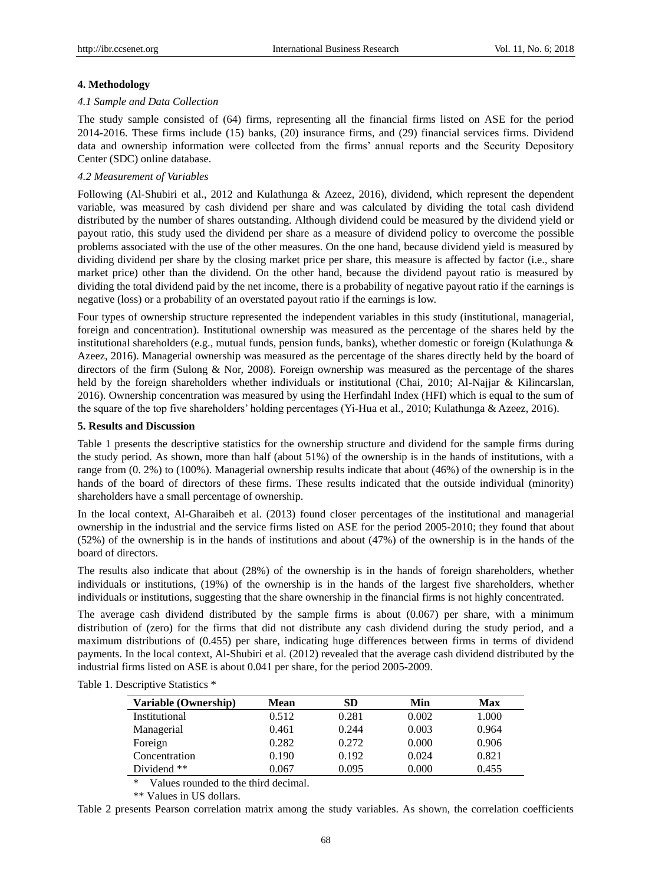## 4. Methodology

### *4.1 Sample and Data Collection*

The study sample consisted of (64) firms, representing all the financial firms listed on ASE for the period 2014-2016. These firms include (15) banks, (20) insurance firms, and (29) financial services firms. Dividend data and ownership information were collected from the firms' annual reports and the Security Depository Center (SDC) online database.

### *4.2 Measurement of Variables*

Following (Al-Shubiri et al., 2012 and Kulathunga & Azeez, 2016), dividend, which represent the dependent variable, was measured by cash dividend per share and was calculated by dividing the total cash dividend distributed by the number of shares outstanding. Although dividend could be measured by the dividend yield or payout ratio, this study used the dividend per share as a measure of dividend policy to overcome the possible problems associated with the use of the other measures. On the one hand, because dividend yield is measured by dividing dividend per share by the closing market price per share, this measure is affected by factor (i.e., share market price) other than the dividend. On the other hand, because the dividend payout ratio is measured by dividing the total dividend paid by the net income, there is a probability of negative payout ratio if the earnings is negative (loss) or a probability of an overstated payout ratio if the earnings is low.

Four types of ownership structure represented the independent variables in this study (institutional, managerial, foreign and concentration). Institutional ownership was measured as the percentage of the shares held by the institutional shareholders (e.g., mutual funds, pension funds, banks), whether domestic or foreign (Kulathunga & Azeez, 2016). Managerial ownership was measured as the percentage of the shares directly held by the board of directors of the firm (Sulong & Nor, 2008). Foreign ownership was measured as the percentage of the shares held by the foreign shareholders whether individuals or institutional (Chai, 2010; Al-Najjar & Kilincarslan, 2016). Ownership concentration was measured by using the Herfindahl Index (HFI) which is equal to the sum of the square of the top five shareholders' holding percentages (Yi-Hua et al., 2010; Kulathunga & Azeez, 2016).

## 5. Results and Discussion

Table 1 presents the descriptive statistics for the ownership structure and dividend for the sample firms during the study period. As shown, more than half (about 51%) of the ownership is in the hands of institutions, with a range from (0. 2%) to (100%). Managerial ownership results indicate that about (46%) of the ownership is in the hands of the board of directors of these firms. These results indicated that the outside individual (minority) shareholders have a small percentage of ownership.

In the local context, Al-Gharaibeh et al. (2013) found closer percentages of the institutional and managerial ownership in the industrial and the service firms listed on ASE for the period 2005-2010; they found that about (52%) of the ownership is in the hands of institutions and about (47%) of the ownership is in the hands of the board of directors.

The results also indicate that about (28%) of the ownership is in the hands of foreign shareholders, whether individuals or institutions, (19%) of the ownership is in the hands of the largest five shareholders, whether individuals or institutions, suggesting that the share ownership in the financial firms is not highly concentrated.

The average cash dividend distributed by the sample firms is about (0.067) per share, with a minimum distribution of (zero) for the firms that did not distribute any cash dividend during the study period, and a maximum distributions of (0.455) per share, indicating huge differences between firms in terms of dividend payments. In the local context, Al-Shubiri et al. (2012) revealed that the average cash dividend distributed by the industrial firms listed on ASE is about 0.041 per share, for the period 2005-2009.

Table 1. Descriptive Statistics *

| Variable (Ownership) | Mean | SD | Min | Max |
|---|---|---|---|---|
| Institutional | 0.512 | 0.281 | 0.002 | 1.000 |
| Managerial | 0.461 | 0.244 | 0.003 | 0.964 |
| Foreign | 0.282 | 0.272 | 0.000 | 0.906 |
| Concentration | 0.190 | 0.192 | 0.024 | 0.821 |
| Dividend ** | 0.067 | 0.095 | 0.000 | 0.455 |

\* Values rounded to the third decimal.

** Values in US dollars.

Table 2 presents Pearson correlation matrix among the study variables. As shown, the correlation coefficients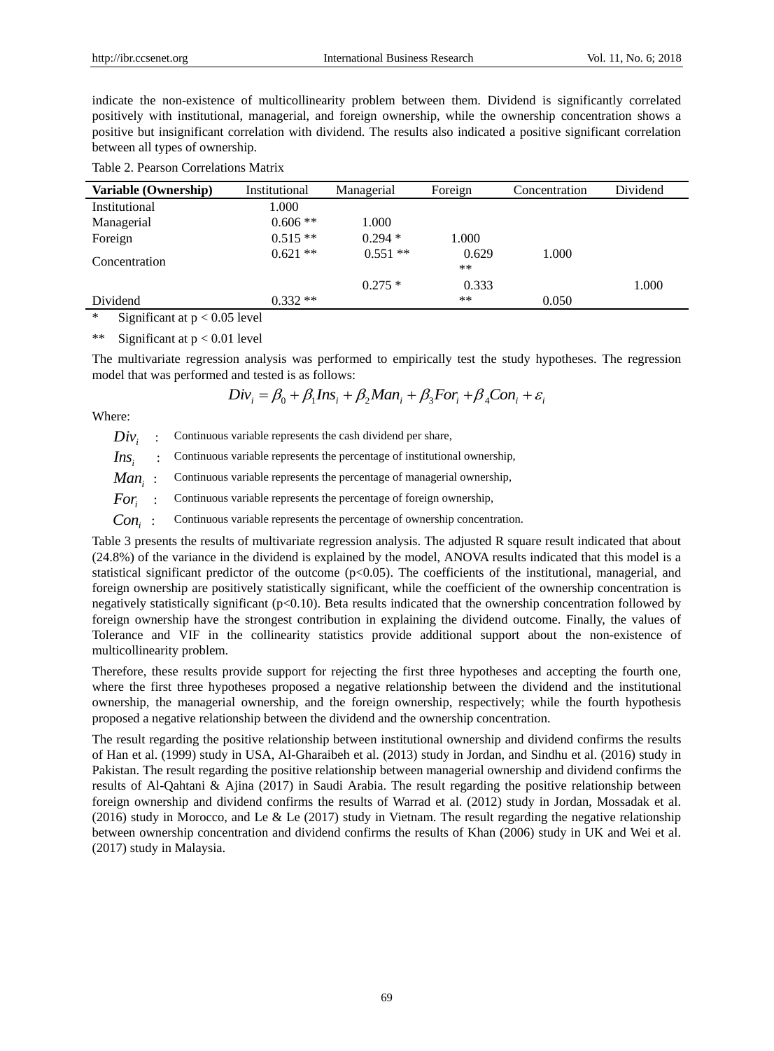indicate the non-existence of multicollinearity problem between them. Dividend is significantly correlated positively with institutional, managerial, and foreign ownership, while the ownership concentration shows a positive but insignificant correlation with dividend. The results also indicated a positive significant correlation between all types of ownership.

Table 2. Pearson Correlations Matrix

| **Variable (Ownership)** | Institutional | Managerial | Foreign | Concentration | Dividend |
|---|---|---|---|---|---|
| Institutional | 1.000 | | | | |
| Managerial | 0.606 ** | 1.000 | | | |
| Foreign | 0.515 ** | 0.294 * | 1.000 | | |
| Concentration | 0.621 ** | 0.551 ** | 0.629 ** | 1.000 | |
| Dividend | 0.332 ** | 0.275 * | 0.333 ** | 0.050 | 1.000 |

\* Significant at $p < 0.05$ level

\*\* Significant at $p < 0.01$ level

The multivariate regression analysis was performed to empirically test the study hypotheses. The regression model that was performed and tested is as follows:

$$Div_i = \beta_0 + \beta_1 Ins_i + \beta_2 Man_i + \beta_3 For_i + \beta_4 Con_i + \varepsilon_i$$

Where:

$Div_i$ : Continuous variable represents the cash dividend per share,

$Ins_i$ : Continuous variable represents the percentage of institutional ownership,

$Man_i$ : Continuous variable represents the percentage of managerial ownership,

$For_i$ : Continuous variable represents the percentage of foreign ownership,

$Con_i$ : Continuous variable represents the percentage of ownership concentration.

Table 3 presents the results of multivariate regression analysis. The adjusted R square result indicated that about (24.8%) of the variance in the dividend is explained by the model, ANOVA results indicated that this model is a statistical significant predictor of the outcome ($p<0.05$). The coefficients of the institutional, managerial, and foreign ownership are positively statistically significant, while the coefficient of the ownership concentration is negatively statistically significant ($p<0.10$). Beta results indicated that the ownership concentration followed by foreign ownership have the strongest contribution in explaining the dividend outcome. Finally, the values of Tolerance and VIF in the collinearity statistics provide additional support about the non-existence of multicollinearity problem.

Therefore, these results provide support for rejecting the first three hypotheses and accepting the fourth one, where the first three hypotheses proposed a negative relationship between the dividend and the institutional ownership, the managerial ownership, and the foreign ownership, respectively; while the fourth hypothesis proposed a negative relationship between the dividend and the ownership concentration.

The result regarding the positive relationship between institutional ownership and dividend confirms the results of Han et al. (1999) study in USA, Al-Gharaibeh et al. (2013) study in Jordan, and Sindhu et al. (2016) study in Pakistan. The result regarding the positive relationship between managerial ownership and dividend confirms the results of Al-Qahtani & Ajina (2017) in Saudi Arabia. The result regarding the positive relationship between foreign ownership and dividend confirms the results of Warrad et al. (2012) study in Jordan, Mossadak et al. (2016) study in Morocco, and Le & Le (2017) study in Vietnam. The result regarding the negative relationship between ownership concentration and dividend confirms the results of Khan (2006) study in UK and Wei et al. (2017) study in Malaysia.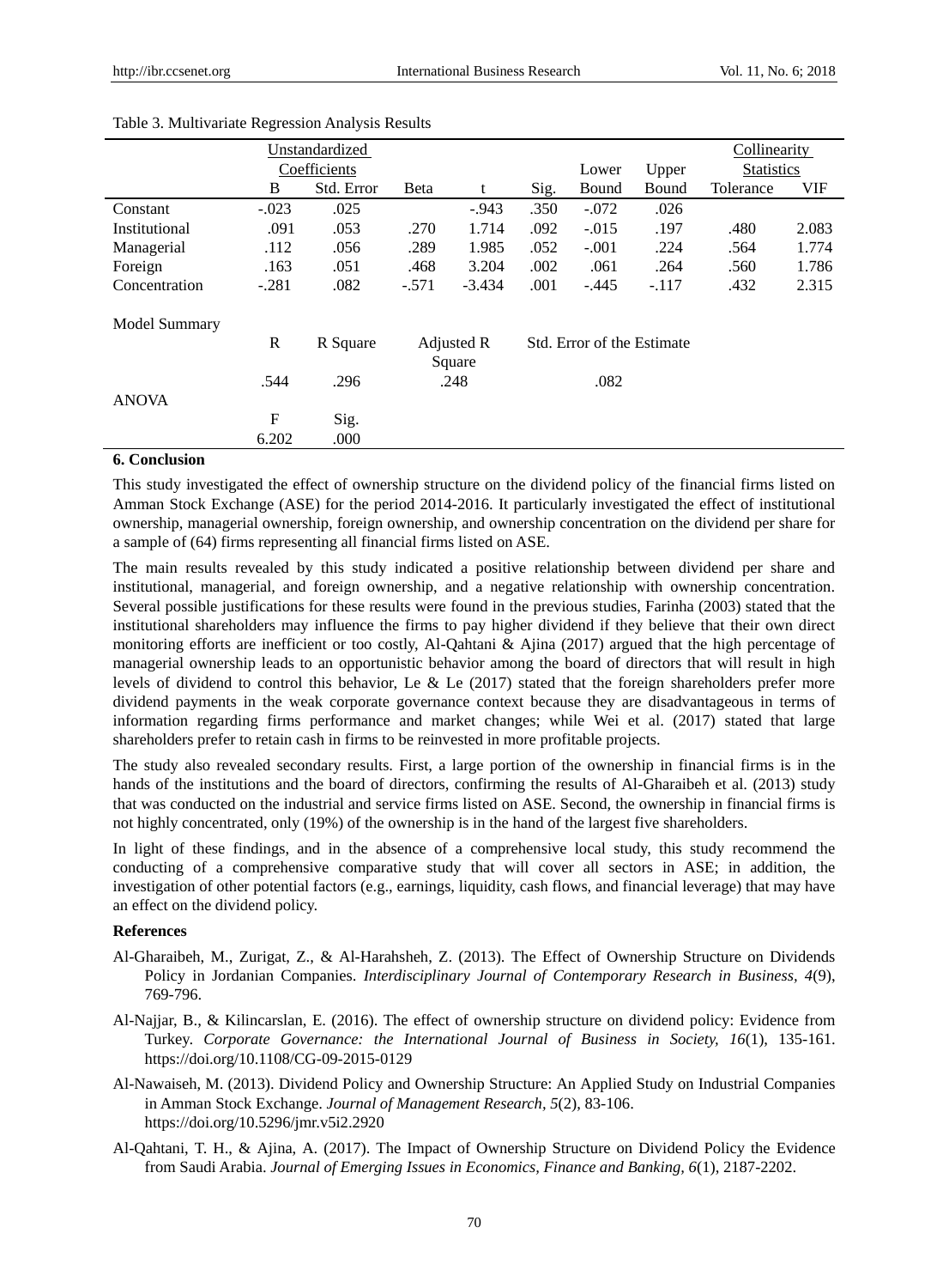Table 3. Multivariate Regression Analysis Results

| | Unstandardized Coefficients | | | | | | | Collinearity Statistics | |
|---|---|---|---|---|---|---|---|---|---|
| | B | Std. Error | Beta | t | Sig. | Lower Bound | Upper Bound | Tolerance | VIF |
| Constant | -.023 | .025 | | -.943 | .350 | -.072 | .026 | | |
| Institutional | .091 | .053 | .270 | 1.714 | .092 | -.015 | .197 | .480 | 2.083 |
| Managerial | .112 | .056 | .289 | 1.985 | .052 | -.001 | .224 | .564 | 1.774 |
| Foreign | .163 | .051 | .468 | 3.204 | .002 | .061 | .264 | .560 | 1.786 |
| Concentration | -.281 | .082 | -.571 | -3.434 | .001 | -.445 | -.117 | .432 | 2.315 |
| Model Summary | | | | | | | | | |
| | R | R Square | Adjusted R Square | | Std. Error of the Estimate | | | | |
| | .544 | .296 | .248 | | .082 | | | | |
| ANOVA | | | | | | | | | |
| | F | Sig. | | | | | | | |
| | 6.202 | .000 | | | | | | | |

## 6. Conclusion

This study investigated the effect of ownership structure on the dividend policy of the financial firms listed on Amman Stock Exchange (ASE) for the period 2014-2016. It particularly investigated the effect of institutional ownership, managerial ownership, foreign ownership, and ownership concentration on the dividend per share for a sample of (64) firms representing all financial firms listed on ASE.

The main results revealed by this study indicated a positive relationship between dividend per share and institutional, managerial, and foreign ownership, and a negative relationship with ownership concentration. Several possible justifications for these results were found in the previous studies, Farinha (2003) stated that the institutional shareholders may influence the firms to pay higher dividend if they believe that their own direct monitoring efforts are inefficient or too costly, Al-Qahtani & Ajina (2017) argued that the high percentage of managerial ownership leads to an opportunistic behavior among the board of directors that will result in high levels of dividend to control this behavior, Le & Le (2017) stated that the foreign shareholders prefer more dividend payments in the weak corporate governance context because they are disadvantageous in terms of information regarding firms performance and market changes; while Wei et al. (2017) stated that large shareholders prefer to retain cash in firms to be reinvested in more profitable projects.

The study also revealed secondary results. First, a large portion of the ownership in financial firms is in the hands of the institutions and the board of directors, confirming the results of Al-Gharaibeh et al. (2013) study that was conducted on the industrial and service firms listed on ASE. Second, the ownership in financial firms is not highly concentrated, only (19%) of the ownership is in the hand of the largest five shareholders.

In light of these findings, and in the absence of a comprehensive local study, this study recommend the conducting of a comprehensive comparative study that will cover all sectors in ASE; in addition, the investigation of other potential factors (e.g., earnings, liquidity, cash flows, and financial leverage) that may have an effect on the dividend policy.

## References

Al-Gharaibeh, M., Zurigat, Z., & Al-Harahsheh, Z. (2013). The Effect of Ownership Structure on Dividends Policy in Jordanian Companies. *Interdisciplinary Journal of Contemporary Research in Business, 4*(9), 769-796.

Al-Najjar, B., & Kilincarslan, E. (2016). The effect of ownership structure on dividend policy: Evidence from Turkey. *Corporate Governance: the International Journal of Business in Society, 16*(1), 135-161. https://doi.org/10.1108/CG-09-2015-0129

Al-Nawaiseh, M. (2013). Dividend Policy and Ownership Structure: An Applied Study on Industrial Companies in Amman Stock Exchange. *Journal of Management Research, 5*(2), 83-106. https://doi.org/10.5296/jmr.v5i2.2920

Al-Qahtani, T. H., & Ajina, A. (2017). The Impact of Ownership Structure on Dividend Policy the Evidence from Saudi Arabia. *Journal of Emerging Issues in Economics, Finance and Banking, 6*(1), 2187-2202.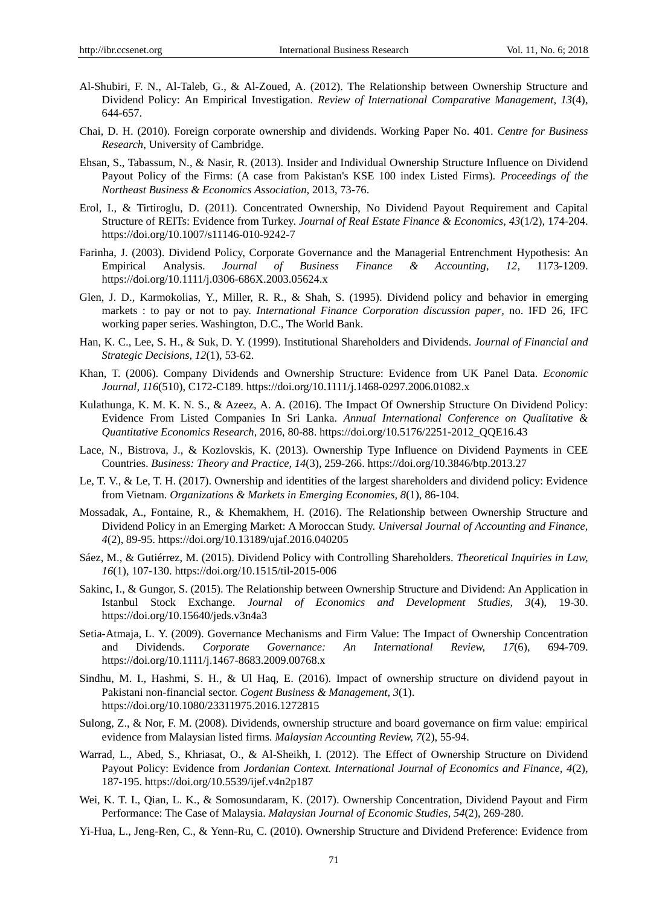Al-Shubiri, F. N., Al-Taleb, G., & Al-Zoued, A. (2012). The Relationship between Ownership Structure and Dividend Policy: An Empirical Investigation. *Review of International Comparative Management, 13*(4), 644-657.

Chai, D. H. (2010). Foreign corporate ownership and dividends. Working Paper No. 401. *Centre for Business Research*, University of Cambridge.

Ehsan, S., Tabassum, N., & Nasir, R. (2013). Insider and Individual Ownership Structure Influence on Dividend Payout Policy of the Firms: (A case from Pakistan's KSE 100 index Listed Firms). *Proceedings of the Northeast Business & Economics Association*, 2013, 73-76.

Erol, I., & Tirtiroglu, D. (2011). Concentrated Ownership, No Dividend Payout Requirement and Capital Structure of REITs: Evidence from Turkey. *Journal of Real Estate Finance & Economics, 43*(1/2), 174-204. https://doi.org/10.1007/s11146-010-9242-7

Farinha, J. (2003). Dividend Policy, Corporate Governance and the Managerial Entrenchment Hypothesis: An Empirical Analysis. *Journal of Business Finance & Accounting, 12*, 1173-1209. https://doi.org/10.1111/j.0306-686X.2003.05624.x

Glen, J. D., Karmokolias, Y., Miller, R. R., & Shah, S. (1995). Dividend policy and behavior in emerging markets : to pay or not to pay. *International Finance Corporation discussion paper*, no. IFD 26, IFC working paper series. Washington, D.C., The World Bank.

Han, K. C., Lee, S. H., & Suk, D. Y. (1999). Institutional Shareholders and Dividends. *Journal of Financial and Strategic Decisions, 12*(1), 53-62.

Khan, T. (2006). Company Dividends and Ownership Structure: Evidence from UK Panel Data. *Economic Journal, 116*(510), C172-C189. https://doi.org/10.1111/j.1468-0297.2006.01082.x

Kulathunga, K. M. K. N. S., & Azeez, A. A. (2016). The Impact Of Ownership Structure On Dividend Policy: Evidence From Listed Companies In Sri Lanka. *Annual International Conference on Qualitative & Quantitative Economics Research*, 2016, 80-88. https://doi.org/10.5176/2251-2012_QQE16.43

Lace, N., Bistrova, J., & Kozlovskis, K. (2013). Ownership Type Influence on Dividend Payments in CEE Countries. *Business: Theory and Practice, 14*(3), 259-266. https://doi.org/10.3846/btp.2013.27

Le, T. V., & Le, T. H. (2017). Ownership and identities of the largest shareholders and dividend policy: Evidence from Vietnam. *Organizations & Markets in Emerging Economies, 8*(1), 86-104.

Mossadak, A., Fontaine, R., & Khemakhem, H. (2016). The Relationship between Ownership Structure and Dividend Policy in an Emerging Market: A Moroccan Study. *Universal Journal of Accounting and Finance, 4*(2), 89-95. https://doi.org/10.13189/ujaf.2016.040205

Sáez, M., & Gutiérrez, M. (2015). Dividend Policy with Controlling Shareholders. *Theoretical Inquiries in Law, 16*(1), 107-130. https://doi.org/10.1515/til-2015-006

Sakinc, I., & Gungor, S. (2015). The Relationship between Ownership Structure and Dividend: An Application in Istanbul Stock Exchange. *Journal of Economics and Development Studies, 3*(4), 19-30. https://doi.org/10.15640/jeds.v3n4a3

Setia-Atmaja, L. Y. (2009). Governance Mechanisms and Firm Value: The Impact of Ownership Concentration and Dividends. *Corporate Governance: An International Review, 17*(6), 694-709. https://doi.org/10.1111/j.1467-8683.2009.00768.x

Sindhu, M. I., Hashmi, S. H., & Ul Haq, E. (2016). Impact of ownership structure on dividend payout in Pakistani non-financial sector. *Cogent Business & Management, 3*(1). https://doi.org/10.1080/23311975.2016.1272815

Sulong, Z., & Nor, F. M. (2008). Dividends, ownership structure and board governance on firm value: empirical evidence from Malaysian listed firms. *Malaysian Accounting Review, 7*(2), 55-94.

Warrad, L., Abed, S., Khriasat, O., & Al-Sheikh, I. (2012). The Effect of Ownership Structure on Dividend Payout Policy: Evidence from *Jordanian Context. International Journal of Economics and Finance, 4*(2), 187-195. https://doi.org/10.5539/ijef.v4n2p187

Wei, K. T. I., Qian, L. K., & Somosundaram, K. (2017). Ownership Concentration, Dividend Payout and Firm Performance: The Case of Malaysia. *Malaysian Journal of Economic Studies, 54*(2), 269-280.

Yi-Hua, L., Jeng-Ren, C., & Yenn-Ru, C. (2010). Ownership Structure and Dividend Preference: Evidence from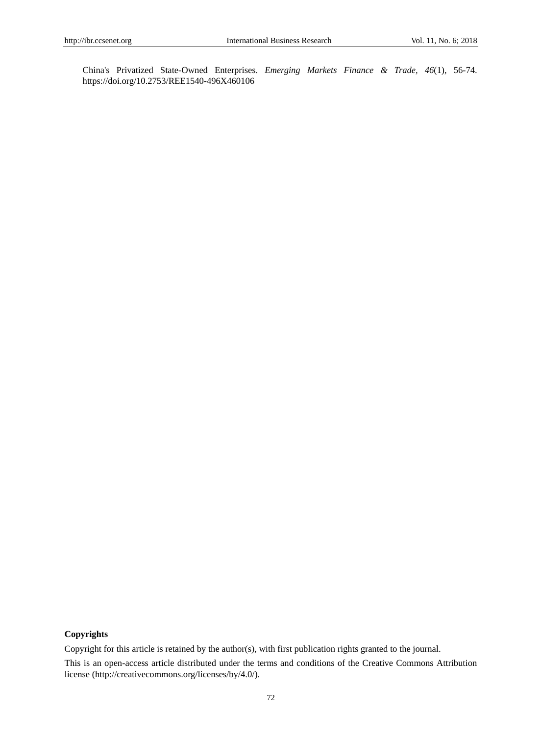China's Privatized State-Owned Enterprises. *Emerging Markets Finance & Trade, 46*(1), 56-74. https://doi.org/10.2753/REE1540-496X460106

**Copyrights**

Copyright for this article is retained by the author(s), with first publication rights granted to the journal.

This is an open-access article distributed under the terms and conditions of the Creative Commons Attribution license (http://creativecommons.org/licenses/by/4.0/).